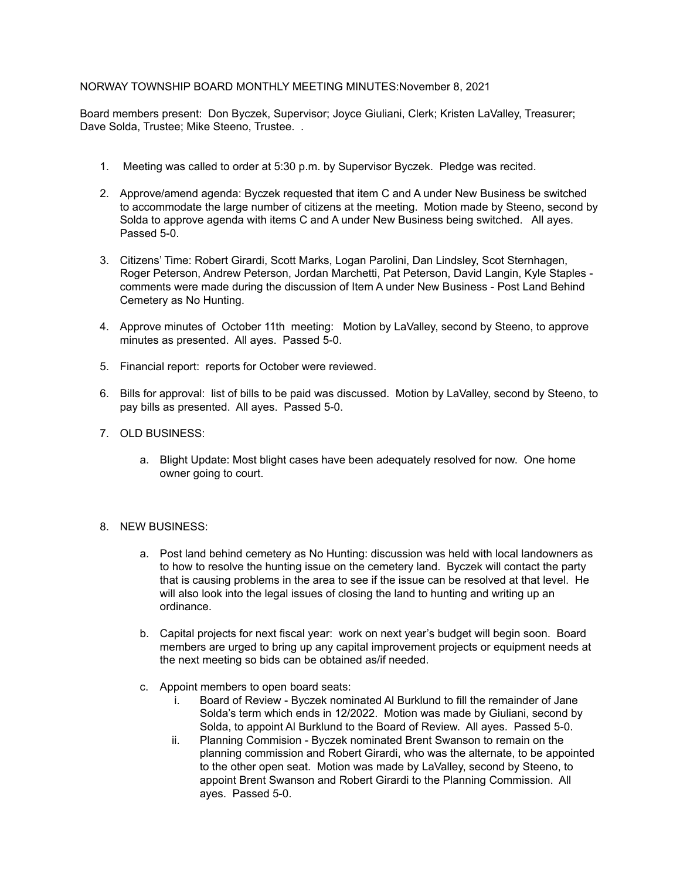# NORWAY TOWNSHIP BOARD MONTHLY MEETING MINUTES:November 8, 2021

Board members present: Don Byczek, Supervisor; Joyce Giuliani, Clerk; Kristen LaValley, Treasurer; Dave Solda, Trustee; Mike Steeno, Trustee. .

1. Meeting was called to order at 5:30 p.m. by Supervisor Byczek. Pledge was recited.

2. Approve/amend agenda: Byczek requested that item C and A under New Business be switched to accommodate the large number of citizens at the meeting. Motion made by Steeno, second by Solda to approve agenda with items C and A under New Business being switched. All ayes. Passed 5-0.

3. Citizens' Time: Robert Girardi, Scott Marks, Logan Parolini, Dan Lindsley, Scot Sternhagen, Roger Peterson, Andrew Peterson, Jordan Marchetti, Pat Peterson, David Langin, Kyle Staples - comments were made during the discussion of Item A under New Business - Post Land Behind Cemetery as No Hunting.

4. Approve minutes of October 11th meeting: Motion by LaValley, second by Steeno, to approve minutes as presented. All ayes. Passed 5-0.

5. Financial report: reports for October were reviewed.

6. Bills for approval: list of bills to be paid was discussed. Motion by LaValley, second by Steeno, to pay bills as presented. All ayes. Passed 5-0.

7. OLD BUSINESS:

    a. Blight Update: Most blight cases have been adequately resolved for now. One home owner going to court.

8. NEW BUSINESS:

    a. Post land behind cemetery as No Hunting: discussion was held with local landowners as to how to resolve the hunting issue on the cemetery land. Byczek will contact the party that is causing problems in the area to see if the issue can be resolved at that level. He will also look into the legal issues of closing the land to hunting and writing up an ordinance.

    b. Capital projects for next fiscal year: work on next year's budget will begin soon. Board members are urged to bring up any capital improvement projects or equipment needs at the next meeting so bids can be obtained as/if needed.

    c. Appoint members to open board seats:
        i. Board of Review - Byczek nominated Al Burklund to fill the remainder of Jane Solda's term which ends in 12/2022. Motion was made by Giuliani, second by Solda, to appoint Al Burklund to the Board of Review. All ayes. Passed 5-0.
        ii. Planning Commision - Byczek nominated Brent Swanson to remain on the planning commission and Robert Girardi, who was the alternate, to be appointed to the other open seat. Motion was made by LaValley, second by Steeno, to appoint Brent Swanson and Robert Girardi to the Planning Commission. All ayes. Passed 5-0.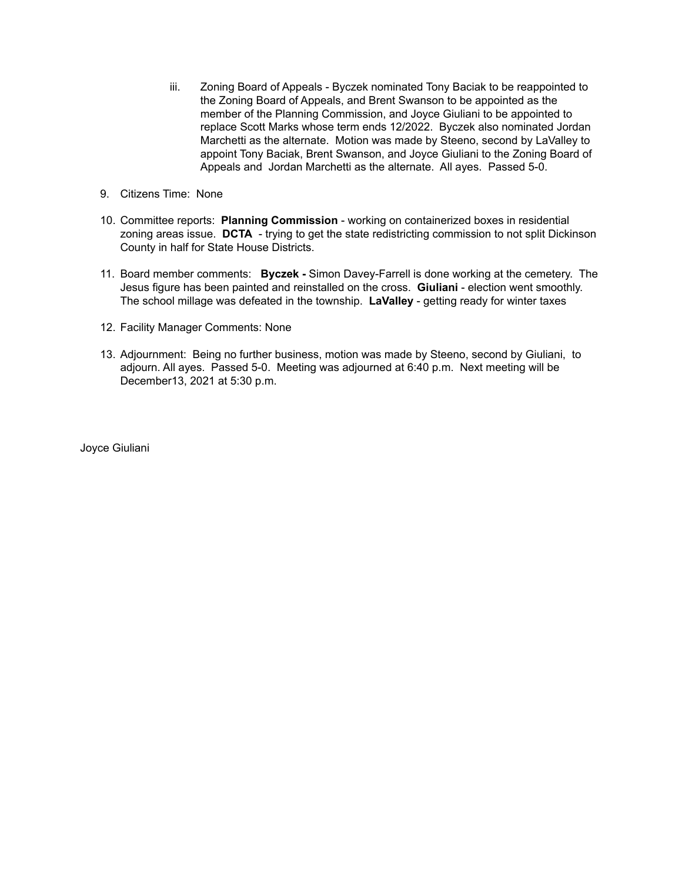iii. Zoning Board of Appeals - Byczek nominated Tony Baciak to be reappointed to the Zoning Board of Appeals, and Brent Swanson to be appointed as the member of the Planning Commission, and Joyce Giuliani to be appointed to replace Scott Marks whose term ends 12/2022. Byczek also nominated Jordan Marchetti as the alternate. Motion was made by Steeno, second by LaValley to appoint Tony Baciak, Brent Swanson, and Joyce Giuliani to the Zoning Board of Appeals and Jordan Marchetti as the alternate. All ayes. Passed 5-0.

9. Citizens Time: None

10. Committee reports: **Planning Commission** - working on containerized boxes in residential zoning areas issue. **DCTA** - trying to get the state redistricting commission to not split Dickinson County in half for State House Districts.

11. Board member comments: **Byczek -** Simon Davey-Farrell is done working at the cemetery. The Jesus figure has been painted and reinstalled on the cross. **Giuliani** - election went smoothly. The school millage was defeated in the township. **LaValley** - getting ready for winter taxes

12. Facility Manager Comments: None

13. Adjournment: Being no further business, motion was made by Steeno, second by Giuliani, to adjourn. All ayes. Passed 5-0. Meeting was adjourned at 6:40 p.m. Next meeting will be December13, 2021 at 5:30 p.m.

Joyce Giuliani